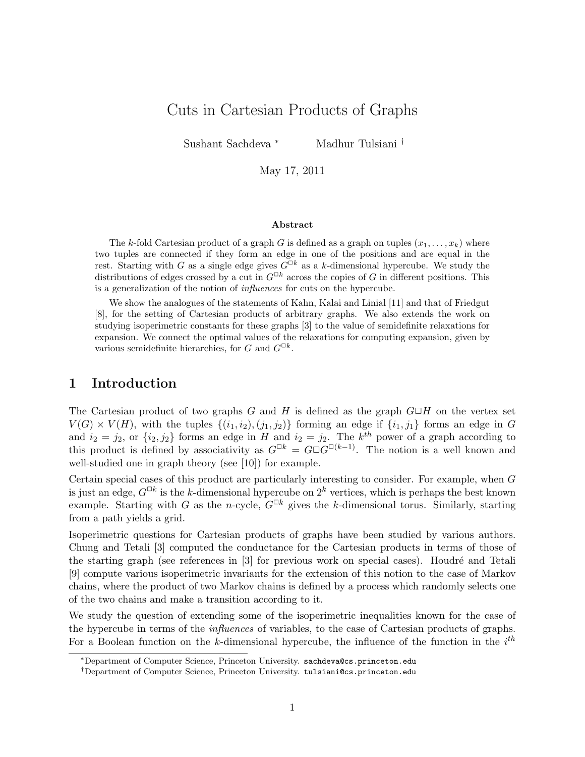# Cuts in Cartesian Products of Graphs

Sushant Sachdeva [*] Madhur Tulsiani [†]

May 17, 2011

### Abstract

The $k$-fold Cartesian product of a graph $G$ is defined as a graph on tuples $(x_1, \ldots, x_k)$ where two tuples are connected if they form an edge in one of the positions and are equal in the rest. Starting with $G$ as a single edge gives $G^{\square k}$ as a $k$-dimensional hypercube. We study the distributions of edges crossed by a cut in $G^{\square k}$ across the copies of $G$ in different positions. This is a generalization of the notion of *influences* for cuts on the hypercube.

We show the analogues of the statements of Kahn, Kalai and Linial [11] and that of Friedgut [8], for the setting of Cartesian products of arbitrary graphs. We also extends the work on studying isoperimetric constants for these graphs [3] to the value of semidefinite relaxations for expansion. We connect the optimal values of the relaxations for computing expansion, given by various semidefinite hierarchies, for $G$ and $G^{\square k}$.

## 1 Introduction

The Cartesian product of two graphs $G$ and $H$ is defined as the graph $G \square H$ on the vertex set $V(G) \times V(H)$, with the tuples $\{(i_1, i_2), (j_1, j_2)\}$ forming an edge if $\{i_1, j_1\}$ forms an edge in $G$ and $i_2 = j_2$, or $\{i_2, j_2\}$ forms an edge in $H$ and $i_2 = j_2$. The $k^{th}$ power of a graph according to this product is defined by associativity as $G^{\square k} = G \square G^{\square (k-1)}$. The notion is a well known and well-studied one in graph theory (see [10]) for example.

Certain special cases of this product are particularly interesting to consider. For example, when $G$ is just an edge, $G^{\square k}$ is the $k$-dimensional hypercube on $2^k$ vertices, which is perhaps the best known example. Starting with $G$ as the $n$-cycle, $G^{\square k}$ gives the $k$-dimensional torus. Similarly, starting from a path yields a grid.

Isoperimetric questions for Cartesian products of graphs have been studied by various authors. Chung and Tetali [3] computed the conductance for the Cartesian products in terms of those of the starting graph (see references in [3] for previous work on special cases). Houdré and Tetali [9] compute various isoperimetric invariants for the extension of this notion to the case of Markov chains, where the product of two Markov chains is defined by a process which randomly selects one of the two chains and make a transition according to it.

We study the question of extending some of the isoperimetric inequalities known for the case of the hypercube in terms of the *influences* of variables, to the case of Cartesian products of graphs. For a Boolean function on the $k$-dimensional hypercube, the influence of the function in the $i^{th}$

---

[*] Department of Computer Science, Princeton University. sachdeva@cs.princeton.edu

[†] Department of Computer Science, Princeton University. tulsiani@cs.princeton.edu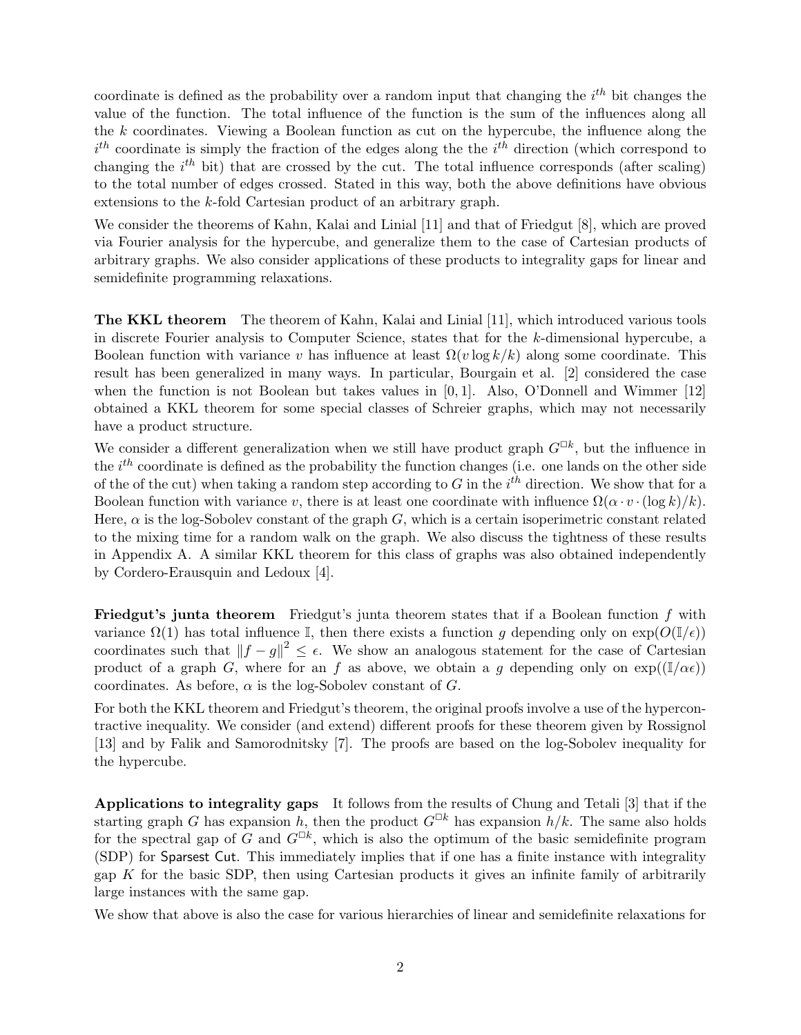coordinate is defined as the probability over a random input that changing the $i^{th}$ bit changes the value of the function. The total influence of the function is the sum of the influences along all the $k$ coordinates. Viewing a Boolean function as cut on the hypercube, the influence along the $i^{th}$ coordinate is simply the fraction of the edges along the the $i^{th}$ direction (which correspond to changing the $i^{th}$ bit) that are crossed by the cut. The total influence corresponds (after scaling) to the total number of edges crossed. Stated in this way, both the above definitions have obvious extensions to the $k$-fold Cartesian product of an arbitrary graph.

We consider the theorems of Kahn, Kalai and Linial [11] and that of Friedgut [8], which are proved via Fourier analysis for the hypercube, and generalize them to the case of Cartesian products of arbitrary graphs. We also consider applications of these products to integrality gaps for linear and semidefinite programming relaxations.

**The KKL theorem** The theorem of Kahn, Kalai and Linial [11], which introduced various tools in discrete Fourier analysis to Computer Science, states that for the $k$-dimensional hypercube, a Boolean function with variance $v$ has influence at least $\Omega(v \log k/k)$ along some coordinate. This result has been generalized in many ways. In particular, Bourgain et al. [2] considered the case when the function is not Boolean but takes values in $[0, 1]$. Also, O'Donnell and Wimmer [12] obtained a KKL theorem for some special classes of Schreier graphs, which may not necessarily have a product structure.

We consider a different generalization when we still have product graph $G^{\Box k}$, but the influence in the $i^{th}$ coordinate is defined as the probability the function changes (i.e. one lands on the other side of the of the cut) when taking a random step according to $G$ in the $i^{th}$ direction. We show that for a Boolean function with variance $v$, there is at least one coordinate with influence $\Omega(\alpha \cdot v \cdot (\log k)/k)$. Here, $\alpha$ is the log-Sobolev constant of the graph $G$, which is a certain isoperimetric constant related to the mixing time for a random walk on the graph. We also discuss the tightness of these results in Appendix A. A similar KKL theorem for this class of graphs was also obtained independently by Cordero-Erausquin and Ledoux [4].

**Friedgut's junta theorem** Friedgut's junta theorem states that if a Boolean function $f$ with variance $\Omega(1)$ has total influence $\mathbb{I}$, then there exists a function $g$ depending only on $\exp(O(\mathbb{I}/\epsilon))$ coordinates such that $\|f - g\|^2 \leq \epsilon$. We show an analogous statement for the case of Cartesian product of a graph $G$, where for an $f$ as above, we obtain a $g$ depending only on $\exp((\mathbb{I}/\alpha\epsilon))$ coordinates. As before, $\alpha$ is the log-Sobolev constant of $G$.

For both the KKL theorem and Friedgut's theorem, the original proofs involve a use of the hypercontractive inequality. We consider (and extend) different proofs for these theorem given by Rossignol [13] and by Falik and Samorodnitsky [7]. The proofs are based on the log-Sobolev inequality for the hypercube.

**Applications to integrality gaps** It follows from the results of Chung and Tetali [3] that if the starting graph $G$ has expansion $h$, then the product $G^{\Box k}$ has expansion $h/k$. The same also holds for the spectral gap of $G$ and $G^{\Box k}$, which is also the optimum of the basic semidefinite program (SDP) for Sparsest Cut. This immediately implies that if one has a finite instance with integrality gap $K$ for the basic SDP, then using Cartesian products it gives an infinite family of arbitrarily large instances with the same gap.

We show that above is also the case for various hierarchies of linear and semidefinite relaxations for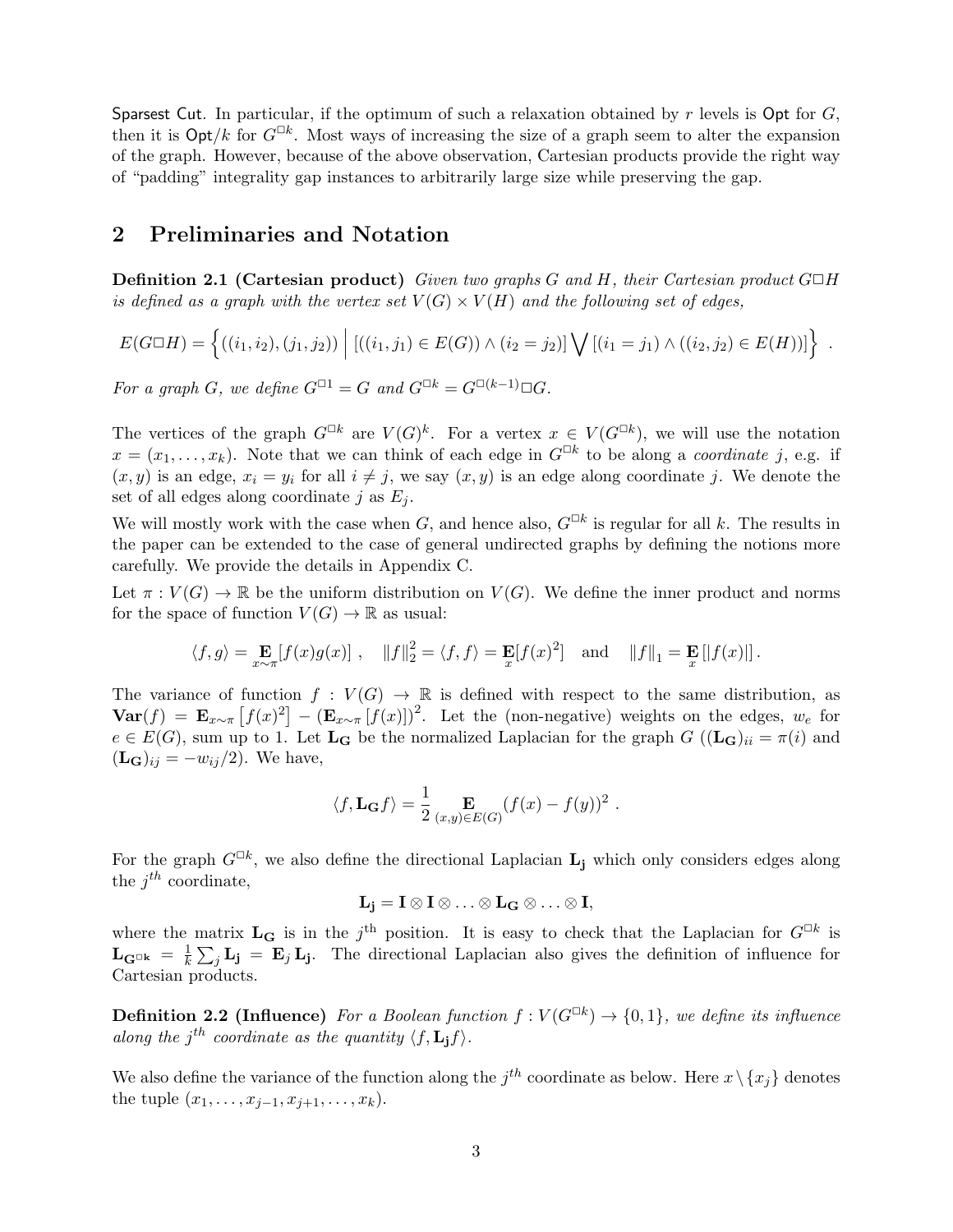Sparsest Cut. In particular, if the optimum of such a relaxation obtained by $r$ levels is Opt for $G$, then it is Opt$/k$ for $G^{\Box k}$. Most ways of increasing the size of a graph seem to alter the expansion of the graph. However, because of the above observation, Cartesian products provide the right way of "padding" integrality gap instances to arbitrarily large size while preserving the gap.

## 2 Preliminaries and Notation

**Definition 2.1 (Cartesian product)** *Given two graphs $G$ and $H$, their Cartesian product $G \Box H$ is defined as a graph with the vertex set $V(G) \times V(H)$ and the following set of edges,*

$$E(G \Box H) = \Big\{ ((i_1, i_2), (j_1, j_2)) \;\Big|\; [((i_1, j_1) \in E(G)) \wedge (i_2 = j_2)] \bigvee [(i_1 = j_1) \wedge ((i_2, j_2) \in E(H))] \Big\} \;.$$

*For a graph $G$, we define $G^{\Box 1} = G$ and $G^{\Box k} = G^{\Box (k-1)} \Box G$.*

The vertices of the graph $G^{\Box k}$ are $V(G)^k$. For a vertex $x \in V(G^{\Box k})$, we will use the notation $x = (x_1, \ldots, x_k)$. Note that we can think of each edge in $G^{\Box k}$ to be along a *coordinate* $j$, e.g. if $(x, y)$ is an edge, $x_i = y_i$ for all $i \neq j$, we say $(x, y)$ is an edge along coordinate $j$. We denote the set of all edges along coordinate $j$ as $E_j$.

We will mostly work with the case when $G$, and hence also, $G^{\Box k}$ is regular for all $k$. The results in the paper can be extended to the case of general undirected graphs by defining the notions more carefully. We provide the details in Appendix C.

Let $\pi : V(G) \to \mathbb{R}$ be the uniform distribution on $V(G)$. We define the inner product and norms for the space of function $V(G) \to \mathbb{R}$ as usual:

$$\langle f, g \rangle = \mathop{\mathbf{E}}_{x \sim \pi} [f(x) g(x)] \;, \quad \|f\|_2^2 = \langle f, f \rangle = \mathop{\mathbf{E}}_{x} [f(x)^2] \quad \text{and} \quad \|f\|_1 = \mathop{\mathbf{E}}_{x} [|f(x)|] \,.$$

The variance of function $f : V(G) \to \mathbb{R}$ is defined with respect to the same distribution, as $\mathbf{Var}(f) = \mathbf{E}_{x \sim \pi} \left[ f(x)^2 \right] - \left( \mathbf{E}_{x \sim \pi} \left[ f(x) \right] \right)^2$. Let the (non-negative) weights on the edges, $w_e$ for $e \in E(G)$, sum up to 1. Let $\mathbf{L_G}$ be the normalized Laplacian for the graph $G$ ($(\mathbf{L_G})_{ii} = \pi(i)$ and $(\mathbf{L_G})_{ij} = -w_{ij}/2$). We have,

$$\langle f, \mathbf{L_G} f \rangle = \frac{1}{2} \mathop{\mathbf{E}}_{(x,y) \in E(G)} (f(x) - f(y))^2 \;.$$

For the graph $G^{\Box k}$, we also define the directional Laplacian $\mathbf{L_j}$ which only considers edges along the $j^{th}$ coordinate,

$$\mathbf{L_j} = \mathbf{I} \otimes \mathbf{I} \otimes \ldots \otimes \mathbf{L_G} \otimes \ldots \otimes \mathbf{I},$$

where the matrix $\mathbf{L_G}$ is in the $j^{\text{th}}$ position. It is easy to check that the Laplacian for $G^{\Box k}$ is $\mathbf{L_{G^{\Box k}}} = \frac{1}{k} \sum_j \mathbf{L_j} = \mathbf{E}_j \mathbf{L_j}$. The directional Laplacian also gives the definition of influence for Cartesian products.

**Definition 2.2 (Influence)** *For a Boolean function $f : V(G^{\Box k}) \to \{0, 1\}$, we define its influence along the $j^{th}$ coordinate as the quantity $\langle f, \mathbf{L_j} f \rangle$.*

We also define the variance of the function along the $j^{th}$ coordinate as below. Here $x \setminus \{x_j\}$ denotes the tuple $(x_1, \ldots, x_{j-1}, x_{j+1}, \ldots, x_k)$.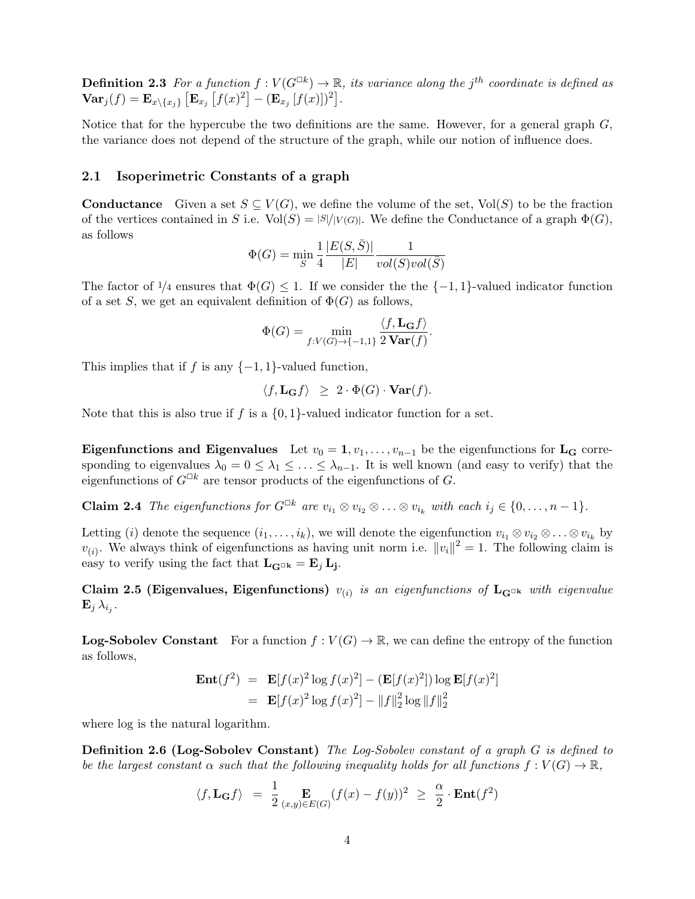**Definition 2.3** *For a function $f : V(G^{\square k}) \to \mathbb{R}$, its variance along the $j^{th}$ coordinate is defined as* $\mathbf{Var}_j(f) = \mathbf{E}_{x \setminus \{x_j\}} \left[ \mathbf{E}_{x_j} \left[ f(x)^2 \right] - (\mathbf{E}_{x_j} \left[ f(x) \right])^2 \right]$.

Notice that for the hypercube the two definitions are the same. However, for a general graph $G$, the variance does not depend of the structure of the graph, while our notion of influence does.

## 2.1 Isoperimetric Constants of a graph

**Conductance** Given a set $S \subseteq V(G)$, we define the volume of the set, $\mathrm{Vol}(S)$ to be the fraction of the vertices contained in $S$ i.e. $\mathrm{Vol}(S) = |S|/|V(G)|$. We define the Conductance of a graph $\Phi(G)$, as follows

$$\Phi(G) = \min_S \frac{1}{4} \frac{|E(S, \bar{S})|}{|E|} \frac{1}{vol(S) vol(\bar{S})}$$

The factor of $1/4$ ensures that $\Phi(G) \le 1$. If we consider the the $\{-1,1\}$-valued indicator function of a set $S$, we get an equivalent definition of $\Phi(G)$ as follows,

$$\Phi(G) = \min_{f : V(G) \to \{-1,1\}} \frac{\langle f, \mathbf{L_G} f \rangle}{2 \, \mathbf{Var}(f)}.$$

This implies that if $f$ is any $\{-1,1\}$-valued function,

$$\langle f, \mathbf{L_G} f \rangle \;\; \ge \;\; 2 \cdot \Phi(G) \cdot \mathbf{Var}(f).$$

Note that this is also true if $f$ is a $\{0,1\}$-valued indicator function for a set.

**Eigenfunctions and Eigenvalues** Let $v_0 = \mathbf{1}, v_1, \ldots, v_{n-1}$ be the eigenfunctions for $\mathbf{L_G}$ corresponding to eigenvalues $\lambda_0 = 0 \le \lambda_1 \le \ldots \le \lambda_{n-1}$. It is well known (and easy to verify) that the eigenfunctions of $G^{\square k}$ are tensor products of the eigenfunctions of $G$.

**Claim 2.4** *The eigenfunctions for $G^{\square k}$ are $v_{i_1} \otimes v_{i_2} \otimes \ldots \otimes v_{i_k}$ with each $i_j \in \{0, \ldots, n-1\}$.*

Letting $(i)$ denote the sequence $(i_1, \ldots, i_k)$, we will denote the eigenfunction $v_{i_1} \otimes v_{i_2} \otimes \ldots \otimes v_{i_k}$ by $v_{(i)}$. We always think of eigenfunctions as having unit norm i.e. $\|v_i\|^2 = 1$. The following claim is easy to verify using the fact that $\mathbf{L_{G^{\square k}}} = \mathbf{E}_j \, \mathbf{L_j}$.

**Claim 2.5 (Eigenvalues, Eigenfunctions)** *$v_{(i)}$ is an eigenfunctions of $\mathbf{L_{G^{\square k}}}$ with eigenvalue $\mathbf{E}_j \, \lambda_{i_j}$.*

**Log-Sobolev Constant** For a function $f : V(G) \to \mathbb{R}$, we can define the entropy of the function as follows,

$$\begin{aligned} \mathbf{Ent}(f^2) &= \mathbf{E}[f(x)^2 \log f(x)^2] - (\mathbf{E}[f(x)^2]) \log \mathbf{E}[f(x)^2] \\ &= \mathbf{E}[f(x)^2 \log f(x)^2] - \|f\|_2^2 \log \|f\|_2^2 \end{aligned}$$

where log is the natural logarithm.

**Definition 2.6 (Log-Sobolev Constant)** *The Log-Sobolev constant of a graph $G$ is defined to be the largest constant $\alpha$ such that the following inequality holds for all functions $f : V(G) \to \mathbb{R}$,*

$$\langle f, \mathbf{L_G} f \rangle \;\; = \;\; \frac{1}{2} \mathop{\mathbf{E}}_{(x,y) \in E(G)} (f(x) - f(y))^2 \;\; \ge \;\; \frac{\alpha}{2} \cdot \mathbf{Ent}(f^2)$$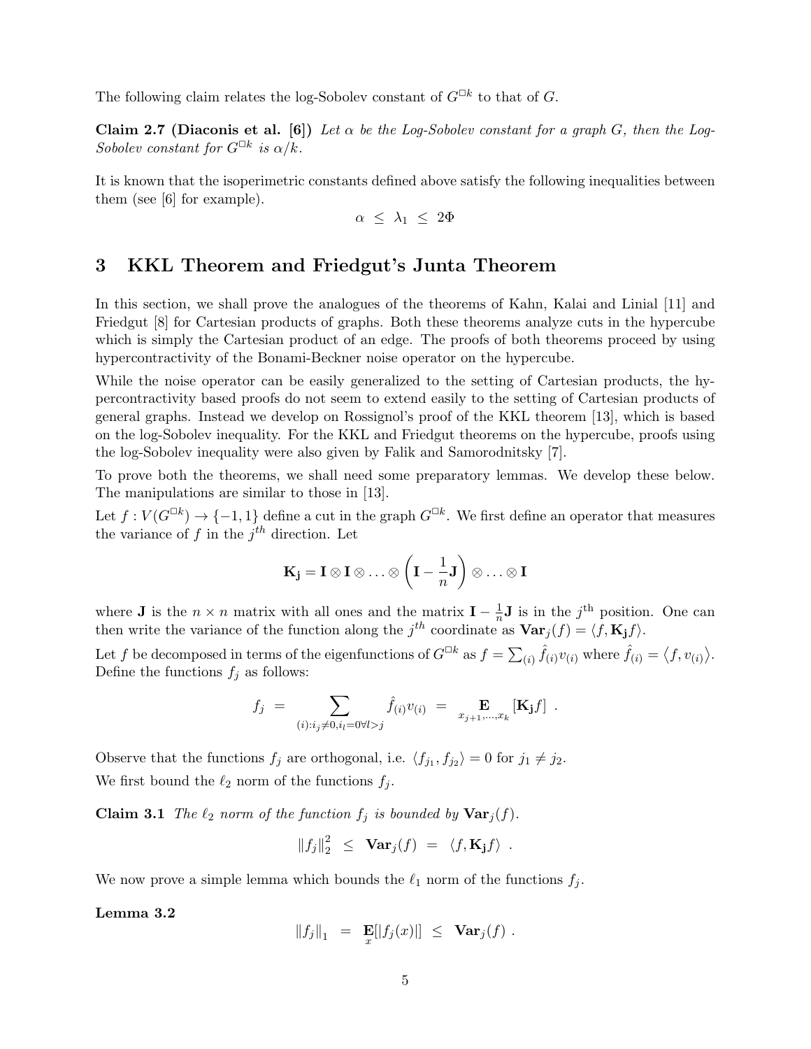The following claim relates the log-Sobolev constant of $G^{\square k}$ to that of $G$.

**Claim 2.7 (Diaconis et al. [6])** *Let $\alpha$ be the Log-Sobolev constant for a graph $G$, then the Log-Sobolev constant for $G^{\square k}$ is $\alpha/k$.*

It is known that the isoperimetric constants defined above satisfy the following inequalities between them (see [6] for example).

$$\alpha \ \leq \ \lambda_1 \ \leq \ 2\Phi$$

# 3 KKL Theorem and Friedgut's Junta Theorem

In this section, we shall prove the analogues of the theorems of Kahn, Kalai and Linial [11] and Friedgut [8] for Cartesian products of graphs. Both these theorems analyze cuts in the hypercube which is simply the Cartesian product of an edge. The proofs of both theorems proceed by using hypercontractivity of the Bonami-Beckner noise operator on the hypercube.

While the noise operator can be easily generalized to the setting of Cartesian products, the hypercontractivity based proofs do not seem to extend easily to the setting of Cartesian products of general graphs. Instead we develop on Rossignol's proof of the KKL theorem [13], which is based on the log-Sobolev inequality. For the KKL and Friedgut theorems on the hypercube, proofs using the log-Sobolev inequality were also given by Falik and Samorodnitsky [7].

To prove both the theorems, we shall need some preparatory lemmas. We develop these below. The manipulations are similar to those in [13].

Let $f : V(G^{\square k}) \to \{-1, 1\}$ define a cut in the graph $G^{\square k}$. We first define an operator that measures the variance of $f$ in the $j^{th}$ direction. Let

$$\mathbf{K_j} = \mathbf{I} \otimes \mathbf{I} \otimes \ldots \otimes \left(\mathbf{I} - \frac{1}{n}\mathbf{J}\right) \otimes \ldots \otimes \mathbf{I}$$

where $\mathbf{J}$ is the $n \times n$ matrix with all ones and the matrix $\mathbf{I} - \frac{1}{n}\mathbf{J}$ is in the $j^{\text{th}}$ position. One can then write the variance of the function along the $j^{th}$ coordinate as $\mathbf{Var}_j(f) = \langle f, \mathbf{K_j} f \rangle$.

Let $f$ be decomposed in terms of the eigenfunctions of $G^{\square k}$ as $f = \sum_{(i)} \hat{f}_{(i)} v_{(i)}$ where $\hat{f}_{(i)} = \langle f, v_{(i)} \rangle$. Define the functions $f_j$ as follows:

$$f_j \ = \sum_{(i): i_j \neq 0, i_l = 0 \forall l > j} \hat{f}_{(i)} v_{(i)} \ = \ \mathop{\mathbf{E}}_{x_{j+1},\ldots,x_k} [\mathbf{K_j} f] \ .$$

Observe that the functions $f_j$ are orthogonal, i.e. $\langle f_{j_1}, f_{j_2} \rangle = 0$ for $j_1 \neq j_2$.

We first bound the $\ell_2$ norm of the functions $f_j$.

**Claim 3.1** *The $\ell_2$ norm of the function $f_j$ is bounded by $\mathbf{Var}_j(f)$.*

$$\|f_j\|_2^2 \ \leq \ \mathbf{Var}_j(f) \ = \ \langle f, \mathbf{K_j} f \rangle \ .$$

We now prove a simple lemma which bounds the $\ell_1$ norm of the functions $f_j$.

**Lemma 3.2**

$$\|f_j\|_1 \ = \ \mathop{\mathbf{E}}_{x}[|f_j(x)|] \ \leq \ \mathbf{Var}_j(f) \ .$$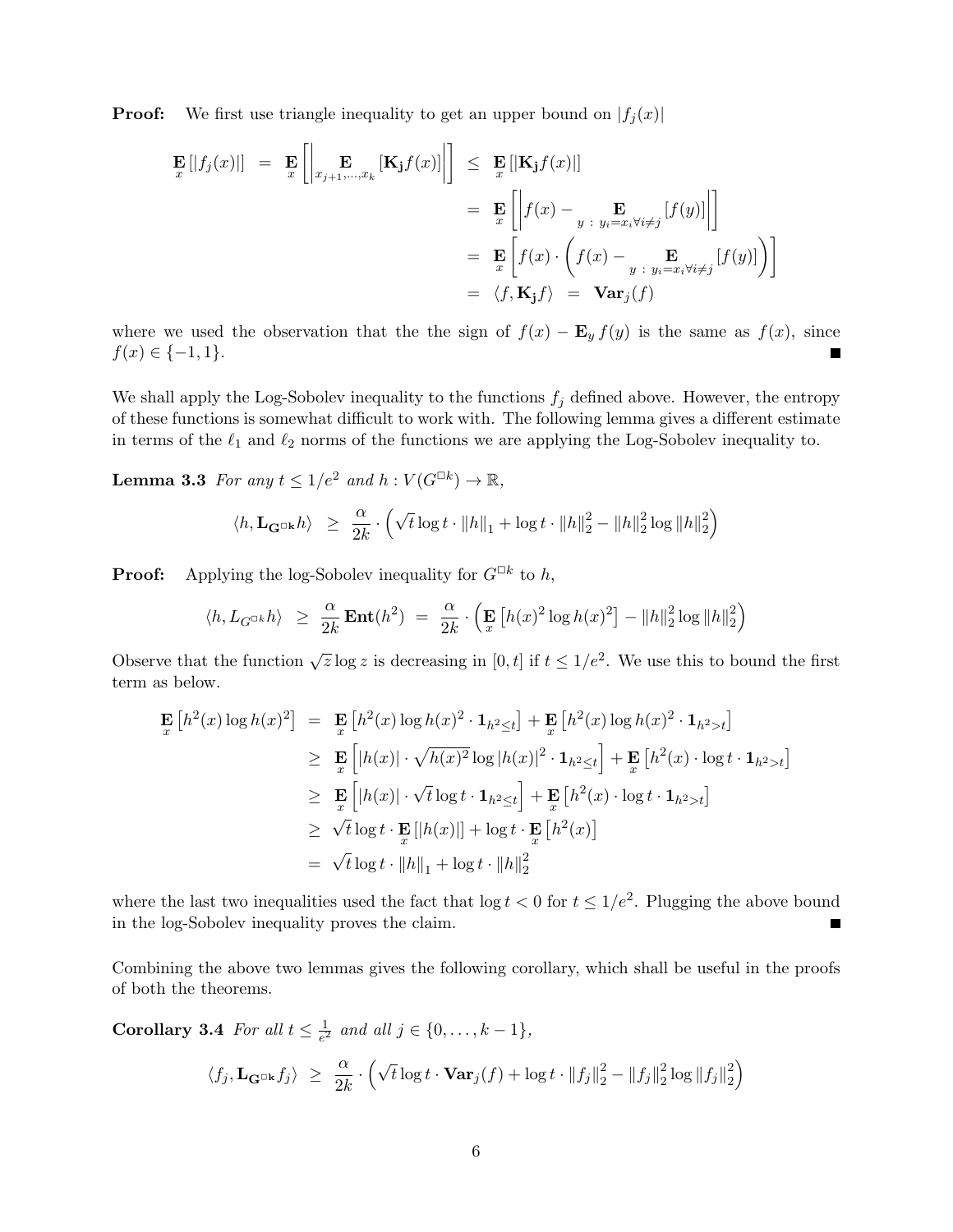**Proof:** We first use triangle inequality to get an upper bound on $|f_j(x)|$

$$
\begin{aligned}
\mathop{\mathbf{E}}_{x}\left[|f_j(x)|\right] &= \mathop{\mathbf{E}}_{x}\left[\left|\mathop{\mathbf{E}}_{x_{j+1},\ldots,x_k}\left[\mathbf{K_j} f(x)\right]\right|\right] \leq \mathop{\mathbf{E}}_{x}\left[|\mathbf{K_j} f(x)|\right] \\
&= \mathop{\mathbf{E}}_{x}\left[\left|f(x) - \mathop{\mathbf{E}}_{y \,:\, y_i = x_i \forall i \neq j}\left[f(y)\right]\right|\right] \\
&= \mathop{\mathbf{E}}_{x}\left[f(x) \cdot \left(f(x) - \mathop{\mathbf{E}}_{y \,:\, y_i = x_i \forall i \neq j}\left[f(y)\right]\right)\right] \\
&= \langle f, \mathbf{K_j} f \rangle = \mathbf{Var}_j(f)
\end{aligned}
$$

where we used the observation that the the sign of $f(x) - \mathbf{E}_y f(y)$ is the same as $f(x)$, since $f(x) \in \{-1, 1\}$. ∎

We shall apply the Log-Sobolev inequality to the functions $f_j$ defined above. However, the entropy of these functions is somewhat difficult to work with. The following lemma gives a different estimate in terms of the $\ell_1$ and $\ell_2$ norms of the functions we are applying the Log-Sobolev inequality to.

**Lemma 3.3** *For any $t \leq 1/e^2$ and $h : V(G^{\square k}) \to \mathbb{R}$,*

$$
\langle h, \mathbf{L}_{\mathbf{G}^{\square \mathbf{k}}} h \rangle \geq \frac{\alpha}{2k} \cdot \left(\sqrt{t} \log t \cdot \|h\|_1 + \log t \cdot \|h\|_2^2 - \|h\|_2^2 \log \|h\|_2^2\right)
$$

**Proof:** Applying the log-Sobolev inequality for $G^{\square k}$ to $h$,

$$
\langle h, L_{G^{\square k}} h \rangle \geq \frac{\alpha}{2k} \mathbf{Ent}(h^2) = \frac{\alpha}{2k} \cdot \left(\mathop{\mathbf{E}}_{x}\left[h(x)^2 \log h(x)^2\right] - \|h\|_2^2 \log \|h\|_2^2\right)
$$

Observe that the function $\sqrt{z} \log z$ is decreasing in $[0, t]$ if $t \leq 1/e^2$. We use this to bound the first term as below.

$$
\begin{aligned}
\mathop{\mathbf{E}}_{x}\left[h^2(x) \log h(x)^2\right] &= \mathop{\mathbf{E}}_{x}\left[h^2(x) \log h(x)^2 \cdot \mathbf{1}_{h^2 \leq t}\right] + \mathop{\mathbf{E}}_{x}\left[h^2(x) \log h(x)^2 \cdot \mathbf{1}_{h^2 > t}\right] \\
&\geq \mathop{\mathbf{E}}_{x}\left[|h(x)| \cdot \sqrt{h(x)^2} \log |h(x)|^2 \cdot \mathbf{1}_{h^2 \leq t}\right] + \mathop{\mathbf{E}}_{x}\left[h^2(x) \cdot \log t \cdot \mathbf{1}_{h^2 > t}\right] \\
&\geq \mathop{\mathbf{E}}_{x}\left[|h(x)| \cdot \sqrt{t} \log t \cdot \mathbf{1}_{h^2 \leq t}\right] + \mathop{\mathbf{E}}_{x}\left[h^2(x) \cdot \log t \cdot \mathbf{1}_{h^2 > t}\right] \\
&\geq \sqrt{t} \log t \cdot \mathop{\mathbf{E}}_{x}\left[|h(x)|\right] + \log t \cdot \mathop{\mathbf{E}}_{x}\left[h^2(x)\right] \\
&= \sqrt{t} \log t \cdot \|h\|_1 + \log t \cdot \|h\|_2^2
\end{aligned}
$$

where the last two inequalities used the fact that $\log t < 0$ for $t \leq 1/e^2$. Plugging the above bound in the log-Sobolev inequality proves the claim. ∎

Combining the above two lemmas gives the following corollary, which shall be useful in the proofs of both the theorems.

**Corollary 3.4** *For all $t \leq \frac{1}{e^2}$ and all $j \in \{0, \ldots, k-1\}$,*

$$
\langle f_j, \mathbf{L}_{\mathbf{G}^{\square \mathbf{k}}} f_j \rangle \geq \frac{\alpha}{2k} \cdot \left(\sqrt{t} \log t \cdot \mathbf{Var}_j(f) + \log t \cdot \|f_j\|_2^2 - \|f_j\|_2^2 \log \|f_j\|_2^2\right)
$$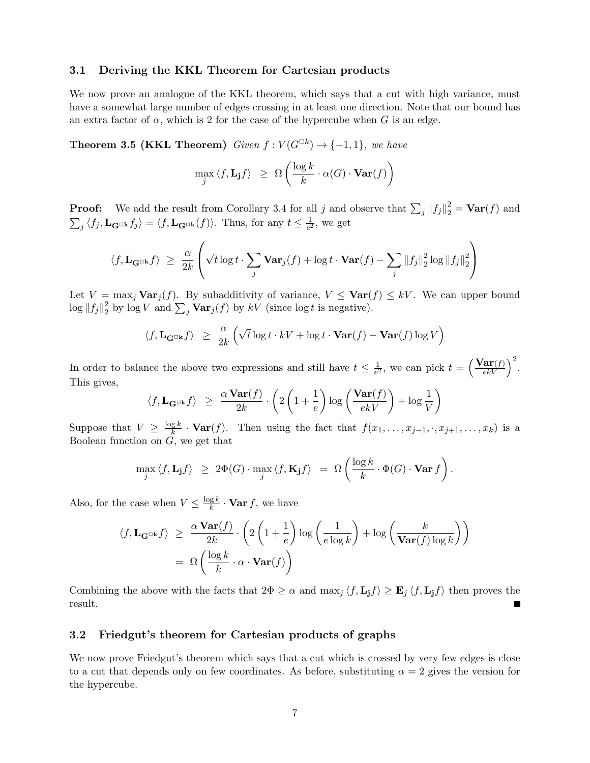### 3.1 Deriving the KKL Theorem for Cartesian products

We now prove an analogue of the KKL theorem, which says that a cut with high variance, must have a somewhat large number of edges crossing in at least one direction. Note that our bound has an extra factor of $\alpha$, which is 2 for the case of the hypercube when $G$ is an edge.

**Theorem 3.5 (KKL Theorem)** *Given $f : V(G^{\square k}) \to \{-1, 1\}$, we have*

$$\max_j \langle f, \mathbf{L_j} f \rangle \;\geq\; \Omega\left(\frac{\log k}{k} \cdot \alpha(G) \cdot \mathbf{Var}(f)\right)$$

**Proof:** We add the result from Corollary 3.4 for all $j$ and observe that $\sum_j \|f_j\|_2^2 = \mathbf{Var}(f)$ and $\sum_j \langle f_j, \mathbf{L_{G^{\square k}}} f_j \rangle = \langle f, \mathbf{L_{G^{\square k}}}(f) \rangle$. Thus, for any $t \leq \frac{1}{e^2}$, we get

$$\langle f, \mathbf{L_{G^{\square k}}} f \rangle \;\geq\; \frac{\alpha}{2k}\left(\sqrt{t}\log t \cdot \sum_j \mathbf{Var}_j(f) + \log t \cdot \mathbf{Var}(f) - \sum_j \|f_j\|_2^2 \log \|f_j\|_2^2\right)$$

Let $V = \max_j \mathbf{Var}_j(f)$. By subadditivity of variance, $V \leq \mathbf{Var}(f) \leq kV$. We can upper bound $\log \|f_j\|_2^2$ by $\log V$ and $\sum_j \mathbf{Var}_j(f)$ by $kV$ (since $\log t$ is negative).

$$\langle f, \mathbf{L_{G^{\square k}}} f \rangle \;\geq\; \frac{\alpha}{2k}\left(\sqrt{t}\log t \cdot kV + \log t \cdot \mathbf{Var}(f) - \mathbf{Var}(f)\log V\right)$$

In order to balance the above two expressions and still have $t \leq \frac{1}{e^2}$, we can pick $t = \left(\frac{\mathbf{Var}(f)}{ekV}\right)^2$. This gives,

$$\langle f, \mathbf{L_{G^{\square k}}} f \rangle \;\geq\; \frac{\alpha\,\mathbf{Var}(f)}{2k} \cdot \left(2\left(1 + \frac{1}{e}\right)\log\left(\frac{\mathbf{Var}(f)}{ekV}\right) + \log\frac{1}{V}\right)$$

Suppose that $V \geq \frac{\log k}{k} \cdot \mathbf{Var}(f)$. Then using the fact that $f(x_1, \ldots, x_{j-1}, \cdot, x_{j+1}, \ldots, x_k)$ is a Boolean function on $G$, we get that

$$\max_j \langle f, \mathbf{L_j} f \rangle \;\geq\; 2\Phi(G) \cdot \max_j \langle f, \mathbf{K_j} f \rangle \;=\; \Omega\left(\frac{\log k}{k} \cdot \Phi(G) \cdot \mathbf{Var}\, f\right).$$

Also, for the case when $V \leq \frac{\log k}{k} \cdot \mathbf{Var}\, f$, we have

$$\begin{aligned}
\langle f, \mathbf{L_{G^{\square k}}} f \rangle \;&\geq\; \frac{\alpha\,\mathbf{Var}(f)}{2k} \cdot \left(2\left(1 + \frac{1}{e}\right)\log\left(\frac{1}{e\log k}\right) + \log\left(\frac{k}{\mathbf{Var}(f)\log k}\right)\right) \\
&=\; \Omega\left(\frac{\log k}{k} \cdot \alpha \cdot \mathbf{Var}(f)\right)
\end{aligned}$$

Combining the above with the facts that $2\Phi \geq \alpha$ and $\max_j \langle f, \mathbf{L_j} f \rangle \geq \mathbf{E}_j \langle f, \mathbf{L_j} f \rangle$ then proves the result. ■

### 3.2 Friedgut's theorem for Cartesian products of graphs

We now prove Friedgut's theorem which says that a cut which is crossed by very few edges is close to a cut that depends only on few coordinates. As before, substituting $\alpha = 2$ gives the version for the hypercube.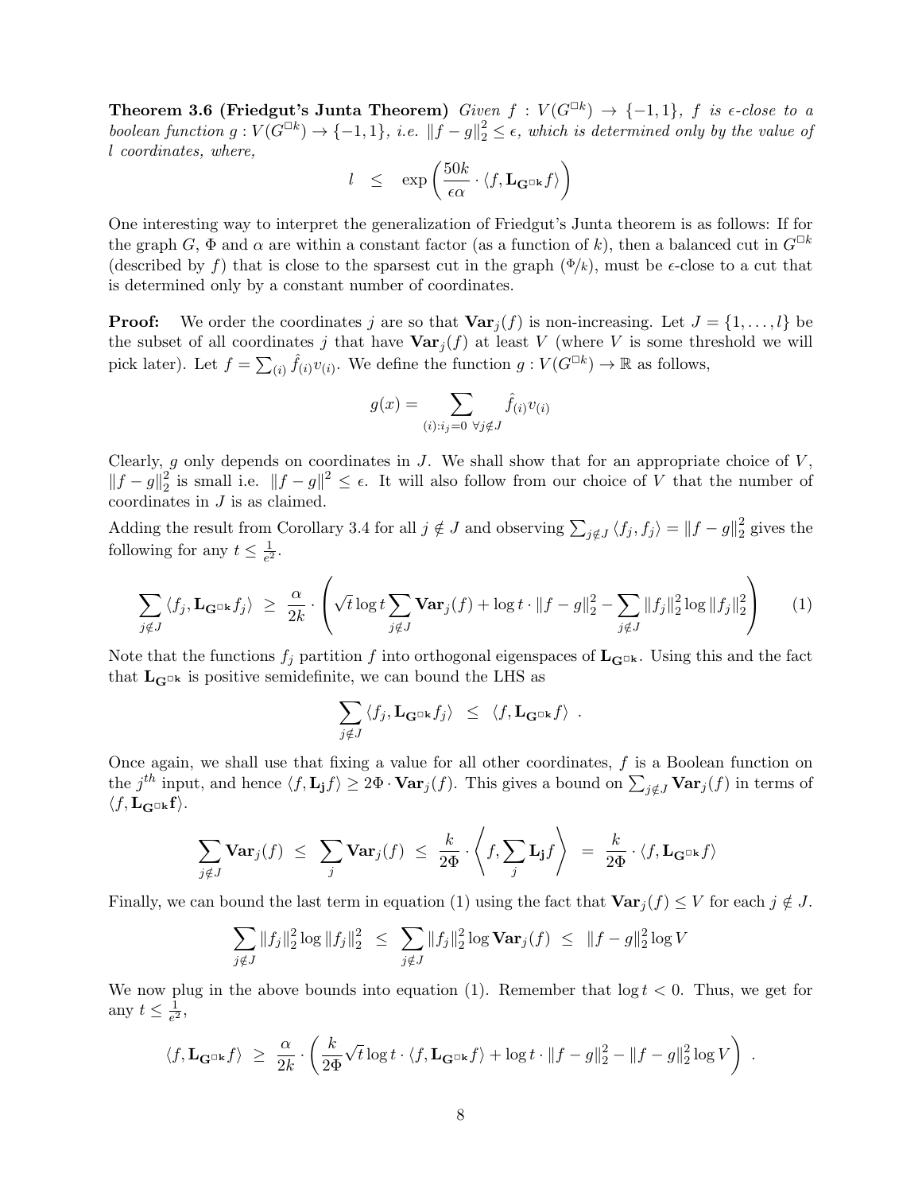**Theorem 3.6 (Friedgut's Junta Theorem)** *Given $f : V(G^{\Box k}) \to \{-1, 1\}$, $f$ is $\epsilon$-close to a boolean function $g : V(G^{\Box k}) \to \{-1, 1\}$, i.e. $\|f - g\|_2^2 \le \epsilon$, which is determined only by the value of $l$ coordinates, where,*

$$l \quad \le \quad \exp\left(\frac{50k}{\epsilon\alpha} \cdot \langle f, \mathbf{L}_{\mathbf{G}^{\Box \mathbf{k}}} f\rangle\right)$$

One interesting way to interpret the generalization of Friedgut's Junta theorem is as follows: If for the graph $G$, $\Phi$ and $\alpha$ are within a constant factor (as a function of $k$), then a balanced cut in $G^{\Box k}$ (described by $f$) that is close to the sparsest cut in the graph ($\Phi/k$), must be $\epsilon$-close to a cut that is determined only by a constant number of coordinates.

**Proof:** We order the coordinates $j$ are so that $\mathbf{Var}_j(f)$ is non-increasing. Let $J = \{1, \ldots, l\}$ be the subset of all coordinates $j$ that have $\mathbf{Var}_j(f)$ at least $V$ (where $V$ is some threshold we will pick later). Let $f = \sum_{(i)} \hat{f}_{(i)} v_{(i)}$. We define the function $g : V(G^{\Box k}) \to \mathbb{R}$ as follows,

$$g(x) = \sum_{(i): i_j = 0 \ \forall j \notin J} \hat{f}_{(i)} v_{(i)}$$

Clearly, $g$ only depends on coordinates in $J$. We shall show that for an appropriate choice of $V$, $\|f - g\|_2^2$ is small i.e. $\|f - g\|^2 \le \epsilon$. It will also follow from our choice of $V$ that the number of coordinates in $J$ is as claimed.

Adding the result from Corollary 3.4 for all $j \notin J$ and observing $\sum_{j \notin J} \langle f_j, f_j \rangle = \|f - g\|_2^2$ gives the following for any $t \le \frac{1}{e^2}$.

$$\sum_{j \notin J} \langle f_j, \mathbf{L}_{\mathbf{G}^{\Box \mathbf{k}}} f_j \rangle \ \ge \ \frac{\alpha}{2k} \cdot \left( \sqrt{t} \log t \sum_{j \notin J} \mathbf{Var}_j(f) + \log t \cdot \|f - g\|_2^2 - \sum_{j \notin J} \|f_j\|_2^2 \log \|f_j\|_2^2 \right) \qquad (1)$$

Note that the functions $f_j$ partition $f$ into orthogonal eigenspaces of $\mathbf{L}_{\mathbf{G}^{\Box \mathbf{k}}}$. Using this and the fact that $\mathbf{L}_{\mathbf{G}^{\Box \mathbf{k}}}$ is positive semidefinite, we can bound the LHS as

$$\sum_{j \notin J} \langle f_j, \mathbf{L}_{\mathbf{G}^{\Box \mathbf{k}}} f_j \rangle \ \le \ \langle f, \mathbf{L}_{\mathbf{G}^{\Box \mathbf{k}}} f \rangle \ .$$

Once again, we shall use that fixing a value for all other coordinates, $f$ is a Boolean function on the $j^{th}$ input, and hence $\langle f, \mathbf{L_j} f \rangle \ge 2\Phi \cdot \mathbf{Var}_j(f)$. This gives a bound on $\sum_{j \notin J} \mathbf{Var}_j(f)$ in terms of $\langle f, \mathbf{L}_{\mathbf{G}^{\Box \mathbf{k}}} \mathbf{f} \rangle$.

$$\sum_{j \notin J} \mathbf{Var}_j(f) \ \le \ \sum_{j} \mathbf{Var}_j(f) \ \le \ \frac{k}{2\Phi} \cdot \left\langle f, \sum_j \mathbf{L_j} f \right\rangle \ = \ \frac{k}{2\Phi} \cdot \langle f, \mathbf{L}_{\mathbf{G}^{\Box \mathbf{k}}} f \rangle$$

Finally, we can bound the last term in equation (1) using the fact that $\mathbf{Var}_j(f) \le V$ for each $j \notin J$.

$$\sum_{j \notin J} \|f_j\|_2^2 \log \|f_j\|_2^2 \ \le \ \sum_{j \notin J} \|f_j\|_2^2 \log \mathbf{Var}_j(f) \ \le \ \|f - g\|_2^2 \log V$$

We now plug in the above bounds into equation (1). Remember that $\log t < 0$. Thus, we get for any $t \le \frac{1}{e^2}$,

$$\langle f, \mathbf{L}_{\mathbf{G}^{\Box \mathbf{k}}} f \rangle \ \ge \ \frac{\alpha}{2k} \cdot \left( \frac{k}{2\Phi} \sqrt{t} \log t \cdot \langle f, \mathbf{L}_{\mathbf{G}^{\Box \mathbf{k}}} f \rangle + \log t \cdot \|f - g\|_2^2 - \|f - g\|_2^2 \log V \right) \ .$$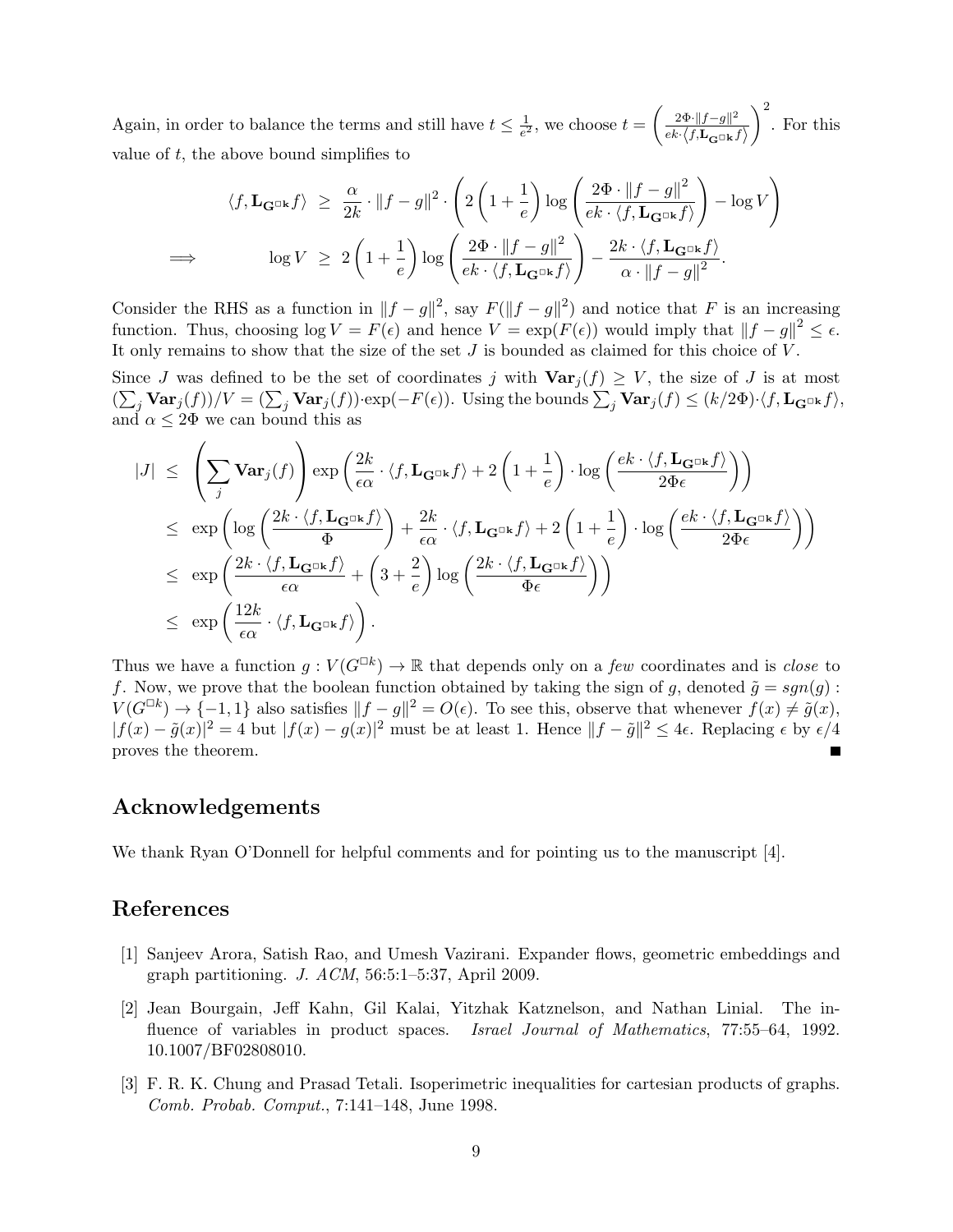Again, in order to balance the terms and still have $t \leq \frac{1}{e^2}$, we choose $t = \left(\frac{2\Phi \cdot \|f-g\|^2}{ek \cdot \langle f, \mathbf{L}_{\mathbf{G}^{\square k}} f\rangle}\right)^2$. For this value of $t$, the above bound simplifies to

$$\langle f, \mathbf{L}_{\mathbf{G}^{\square k}} f\rangle \;\geq\; \frac{\alpha}{2k} \cdot \|f-g\|^2 \cdot \left(2\left(1+\frac{1}{e}\right)\log\left(\frac{2\Phi \cdot \|f-g\|^2}{ek \cdot \langle f, \mathbf{L}_{\mathbf{G}^{\square k}} f\rangle}\right) - \log V\right)$$

$$\implies \qquad \log V \;\geq\; 2\left(1+\frac{1}{e}\right)\log\left(\frac{2\Phi \cdot \|f-g\|^2}{ek \cdot \langle f, \mathbf{L}_{\mathbf{G}^{\square k}} f\rangle}\right) - \frac{2k \cdot \langle f, \mathbf{L}_{\mathbf{G}^{\square k}} f\rangle}{\alpha \cdot \|f-g\|^2}.$$

Consider the RHS as a function in $\|f-g\|^2$, say $F(\|f-g\|^2)$ and notice that $F$ is an increasing function. Thus, choosing $\log V = F(\epsilon)$ and hence $V = \exp(F(\epsilon))$ would imply that $\|f-g\|^2 \leq \epsilon$. It only remains to show that the size of the set $J$ is bounded as claimed for this choice of $V$.

Since $J$ was defined to be the set of coordinates $j$ with $\mathbf{Var}_j(f) \geq V$, the size of $J$ is at most $(\sum_j \mathbf{Var}_j(f))/V = (\sum_j \mathbf{Var}_j(f)) \cdot \exp(-F(\epsilon))$. Using the bounds $\sum_j \mathbf{Var}_j(f) \leq (k/2\Phi) \cdot \langle f, \mathbf{L}_{\mathbf{G}^{\square k}} f\rangle$, and $\alpha \leq 2\Phi$ we can bound this as

$$\begin{aligned}
|J| \;&\leq\; \left(\sum_j \mathbf{Var}_j(f)\right) \exp\left(\frac{2k}{\epsilon\alpha} \cdot \langle f, \mathbf{L}_{\mathbf{G}^{\square k}} f\rangle + 2\left(1+\frac{1}{e}\right) \cdot \log\left(\frac{ek \cdot \langle f, \mathbf{L}_{\mathbf{G}^{\square k}} f\rangle}{2\Phi\epsilon}\right)\right) \\
&\leq\; \exp\left(\log\left(\frac{2k \cdot \langle f, \mathbf{L}_{\mathbf{G}^{\square k}} f\rangle}{\Phi}\right) + \frac{2k}{\epsilon\alpha} \cdot \langle f, \mathbf{L}_{\mathbf{G}^{\square k}} f\rangle + 2\left(1+\frac{1}{e}\right) \cdot \log\left(\frac{ek \cdot \langle f, \mathbf{L}_{\mathbf{G}^{\square k}} f\rangle}{2\Phi\epsilon}\right)\right) \\
&\leq\; \exp\left(\frac{2k \cdot \langle f, \mathbf{L}_{\mathbf{G}^{\square k}} f\rangle}{\epsilon\alpha} + \left(3+\frac{2}{e}\right)\log\left(\frac{2k \cdot \langle f, \mathbf{L}_{\mathbf{G}^{\square k}} f\rangle}{\Phi\epsilon}\right)\right) \\
&\leq\; \exp\left(\frac{12k}{\epsilon\alpha} \cdot \langle f, \mathbf{L}_{\mathbf{G}^{\square k}} f\rangle\right).
\end{aligned}$$

Thus we have a function $g : V(G^{\square k}) \to \mathbb{R}$ that depends only on a *few* coordinates and is *close* to $f$. Now, we prove that the boolean function obtained by taking the sign of $g$, denoted $\tilde{g} = sgn(g) : V(G^{\square k}) \to \{-1, 1\}$ also satisfies $\|f - g\|^2 = O(\epsilon)$. To see this, observe that whenever $f(x) \neq \tilde{g}(x)$, $|f(x) - \tilde{g}(x)|^2 = 4$ but $|f(x) - g(x)|^2$ must be at least 1. Hence $\|f - \tilde{g}\|^2 \leq 4\epsilon$. Replacing $\epsilon$ by $\epsilon/4$ proves the theorem. ∎

## Acknowledgements

We thank Ryan O'Donnell for helpful comments and for pointing us to the manuscript [4].

## References

[1] Sanjeev Arora, Satish Rao, and Umesh Vazirani. Expander flows, geometric embeddings and graph partitioning. *J. ACM*, 56:5:1–5:37, April 2009.

[2] Jean Bourgain, Jeff Kahn, Gil Kalai, Yitzhak Katznelson, and Nathan Linial. The influence of variables in product spaces. *Israel Journal of Mathematics*, 77:55–64, 1992. 10.1007/BF02808010.

[3] F. R. K. Chung and Prasad Tetali. Isoperimetric inequalities for cartesian products of graphs. *Comb. Probab. Comput.*, 7:141–148, June 1998.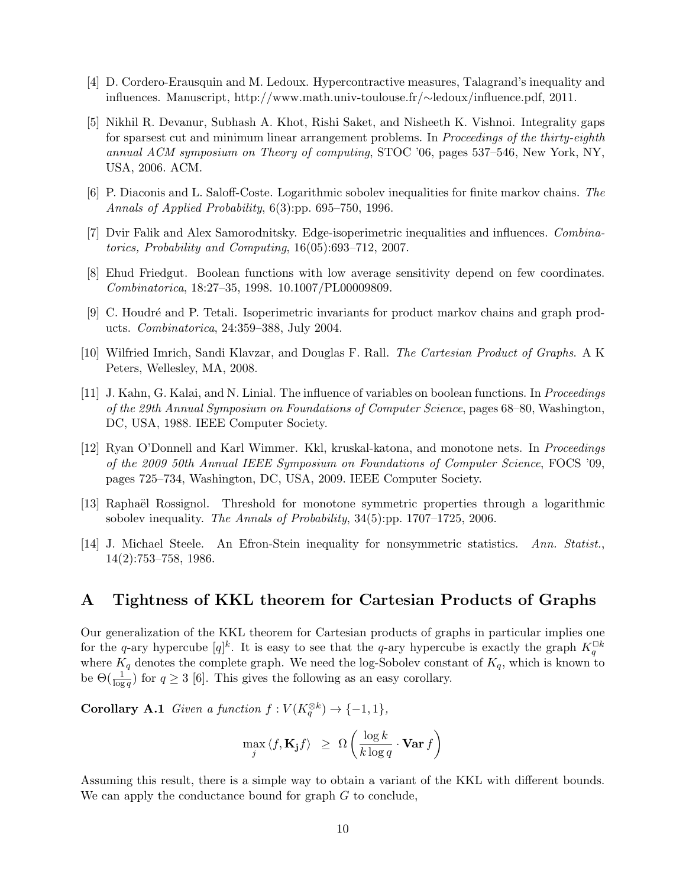[4] D. Cordero-Erausquin and M. Ledoux. Hypercontractive measures, Talagrand's inequality and influences. Manuscript, http://www.math.univ-toulouse.fr/∼ledoux/influence.pdf, 2011.

[5] Nikhil R. Devanur, Subhash A. Khot, Rishi Saket, and Nisheeth K. Vishnoi. Integrality gaps for sparsest cut and minimum linear arrangement problems. In *Proceedings of the thirty-eighth annual ACM symposium on Theory of computing*, STOC '06, pages 537–546, New York, NY, USA, 2006. ACM.

[6] P. Diaconis and L. Saloff-Coste. Logarithmic sobolev inequalities for finite markov chains. *The Annals of Applied Probability*, 6(3):pp. 695–750, 1996.

[7] Dvir Falik and Alex Samorodnitsky. Edge-isoperimetric inequalities and influences. *Combinatorics, Probability and Computing*, 16(05):693–712, 2007.

[8] Ehud Friedgut. Boolean functions with low average sensitivity depend on few coordinates. *Combinatorica*, 18:27–35, 1998. 10.1007/PL00009809.

[9] C. Houdré and P. Tetali. Isoperimetric invariants for product markov chains and graph products. *Combinatorica*, 24:359–388, July 2004.

[10] Wilfried Imrich, Sandi Klavzar, and Douglas F. Rall. *The Cartesian Product of Graphs*. A K Peters, Wellesley, MA, 2008.

[11] J. Kahn, G. Kalai, and N. Linial. The influence of variables on boolean functions. In *Proceedings of the 29th Annual Symposium on Foundations of Computer Science*, pages 68–80, Washington, DC, USA, 1988. IEEE Computer Society.

[12] Ryan O'Donnell and Karl Wimmer. Kkl, kruskal-katona, and monotone nets. In *Proceedings of the 2009 50th Annual IEEE Symposium on Foundations of Computer Science*, FOCS '09, pages 725–734, Washington, DC, USA, 2009. IEEE Computer Society.

[13] Raphaël Rossignol. Threshold for monotone symmetric properties through a logarithmic sobolev inequality. *The Annals of Probability*, 34(5):pp. 1707–1725, 2006.

[14] J. Michael Steele. An Efron-Stein inequality for nonsymmetric statistics. *Ann. Statist.*, 14(2):753–758, 1986.

# A Tightness of KKL theorem for Cartesian Products of Graphs

Our generalization of the KKL theorem for Cartesian products of graphs in particular implies one for the $q$-ary hypercube $[q]^k$. It is easy to see that the $q$-ary hypercube is exactly the graph $K_q^{\square k}$ where $K_q$ denotes the complete graph. We need the log-Sobolev constant of $K_q$, which is known to be $\Theta(\frac{1}{\log q})$ for $q \geq 3$ [6]. This gives the following as an easy corollary.

**Corollary A.1** *Given a function $f : V(K_q^{\otimes k}) \to \{-1, 1\}$,*

$$\max_j \langle f, \mathbf{K_j} f \rangle \;\; \geq \;\; \Omega\left(\frac{\log k}{k \log q} \cdot \mathbf{Var}\, f\right)$$

Assuming this result, there is a simple way to obtain a variant of the KKL with different bounds. We can apply the conductance bound for graph $G$ to conclude,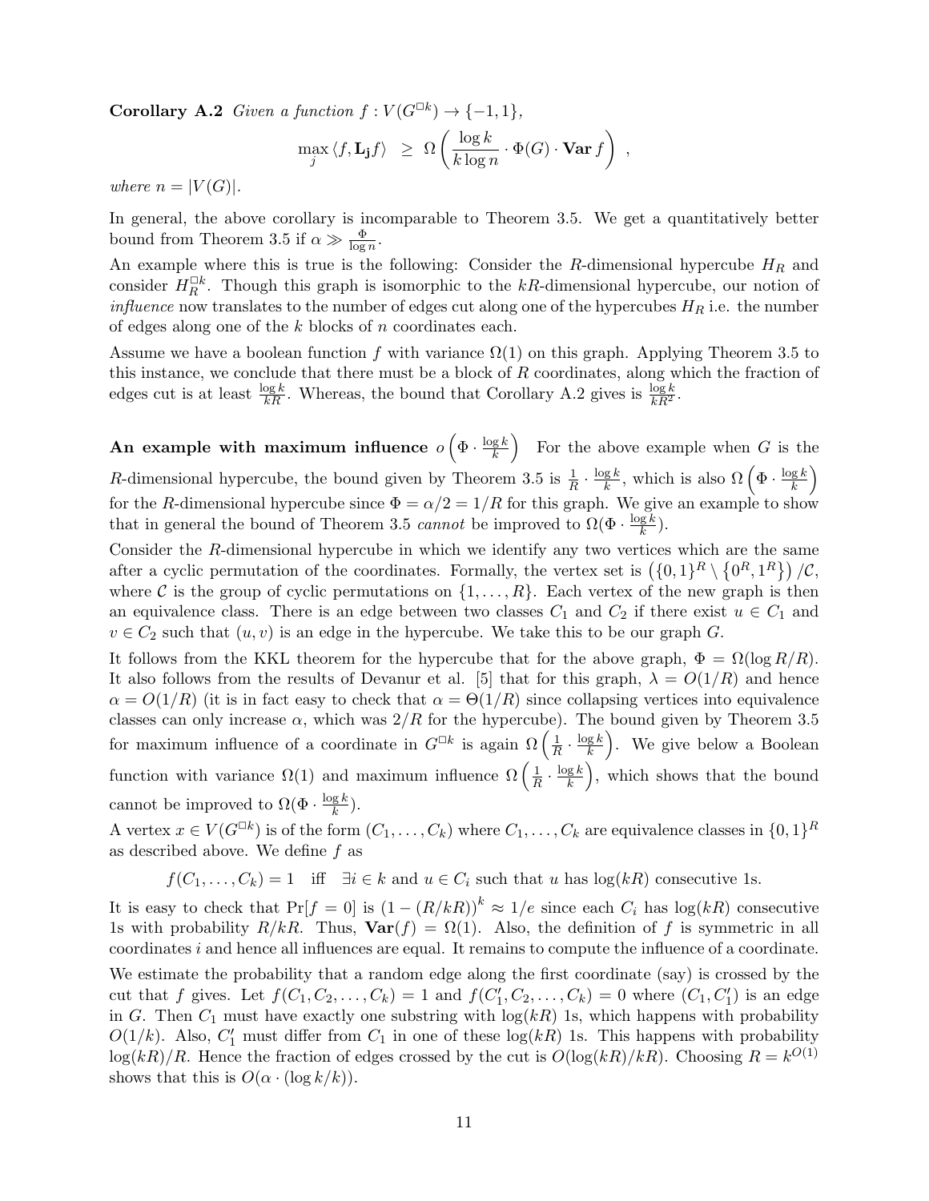**Corollary A.2** *Given a function $f : V(G^{\square k}) \to \{-1, 1\}$,*

$$\max_j \langle f, \mathbf{L_j} f\rangle \;\geq\; \Omega\left(\frac{\log k}{k \log n} \cdot \Phi(G) \cdot \mathbf{Var}\, f\right) \;,$$

*where $n = |V(G)|$.*

In general, the above corollary is incomparable to Theorem 3.5. We get a quantitatively better bound from Theorem 3.5 if $\alpha \gg \frac{\Phi}{\log n}$.

An example where this is true is the following: Consider the $R$-dimensional hypercube $H_R$ and consider $H_R^{\square k}$. Though this graph is isomorphic to the $kR$-dimensional hypercube, our notion of *influence* now translates to the number of edges cut along one of the hypercubes $H_R$ i.e. the number of edges along one of the $k$ blocks of $n$ coordinates each.

Assume we have a boolean function $f$ with variance $\Omega(1)$ on this graph. Applying Theorem 3.5 to this instance, we conclude that there must be a block of $R$ coordinates, along which the fraction of edges cut is at least $\frac{\log k}{kR}$. Whereas, the bound that Corollary A.2 gives is $\frac{\log k}{kR^2}$.

**An example with maximum influence $o\left(\Phi \cdot \frac{\log k}{k}\right)$** For the above example when $G$ is the $R$-dimensional hypercube, the bound given by Theorem 3.5 is $\frac{1}{R} \cdot \frac{\log k}{k}$, which is also $\Omega\left(\Phi \cdot \frac{\log k}{k}\right)$ for the $R$-dimensional hypercube since $\Phi = \alpha/2 = 1/R$ for this graph. We give an example to show that in general the bound of Theorem 3.5 *cannot* be improved to $\Omega(\Phi \cdot \frac{\log k}{k})$.

Consider the $R$-dimensional hypercube in which we identify any two vertices which are the same after a cyclic permutation of the coordinates. Formally, the vertex set is $\left(\{0,1\}^R \setminus \{0^R, 1^R\}\right)/\mathcal{C}$, where $\mathcal{C}$ is the group of cyclic permutations on $\{1, \ldots, R\}$. Each vertex of the new graph is then an equivalence class. There is an edge between two classes $C_1$ and $C_2$ if there exist $u \in C_1$ and $v \in C_2$ such that $(u, v)$ is an edge in the hypercube. We take this to be our graph $G$.

It follows from the KKL theorem for the hypercube that for the above graph, $\Phi = \Omega(\log R/R)$. It also follows from the results of Devanur et al. [5] that for this graph, $\lambda = O(1/R)$ and hence $\alpha = O(1/R)$ (it is in fact easy to check that $\alpha = \Theta(1/R)$ since collapsing vertices into equivalence classes can only increase $\alpha$, which was $2/R$ for the hypercube). The bound given by Theorem 3.5 for maximum influence of a coordinate in $G^{\square k}$ is again $\Omega\left(\frac{1}{R} \cdot \frac{\log k}{k}\right)$. We give below a Boolean function with variance $\Omega(1)$ and maximum influence $\Omega\left(\frac{1}{R} \cdot \frac{\log k}{k}\right)$, which shows that the bound cannot be improved to $\Omega(\Phi \cdot \frac{\log k}{k})$.

A vertex $x \in V(G^{\square k})$ is of the form $(C_1, \ldots, C_k)$ where $C_1, \ldots, C_k$ are equivalence classes in $\{0,1\}^R$ as described above. We define $f$ as

$$f(C_1, \ldots, C_k) = 1 \quad \text{iff} \quad \exists i \in k \text{ and } u \in C_i \text{ such that } u \text{ has } \log(kR) \text{ consecutive 1s.}$$

It is easy to check that $\Pr[f = 0]$ is $(1 - (R/kR))^k \approx 1/e$ since each $C_i$ has $\log(kR)$ consecutive 1s with probability $R/kR$. Thus, $\mathbf{Var}(f) = \Omega(1)$. Also, the definition of $f$ is symmetric in all coordinates $i$ and hence all influences are equal. It remains to compute the influence of a coordinate.

We estimate the probability that a random edge along the first coordinate (say) is crossed by the cut that $f$ gives. Let $f(C_1, C_2, \ldots, C_k) = 1$ and $f(C_1', C_2, \ldots, C_k) = 0$ where $(C_1, C_1')$ is an edge in $G$. Then $C_1$ must have exactly one substring with $\log(kR)$ 1s, which happens with probability $O(1/k)$. Also, $C_1'$ must differ from $C_1$ in one of these $\log(kR)$ 1s. This happens with probability $\log(kR)/R$. Hence the fraction of edges crossed by the cut is $O(\log(kR)/kR)$. Choosing $R = k^{O(1)}$ shows that this is $O(\alpha \cdot (\log k/k))$.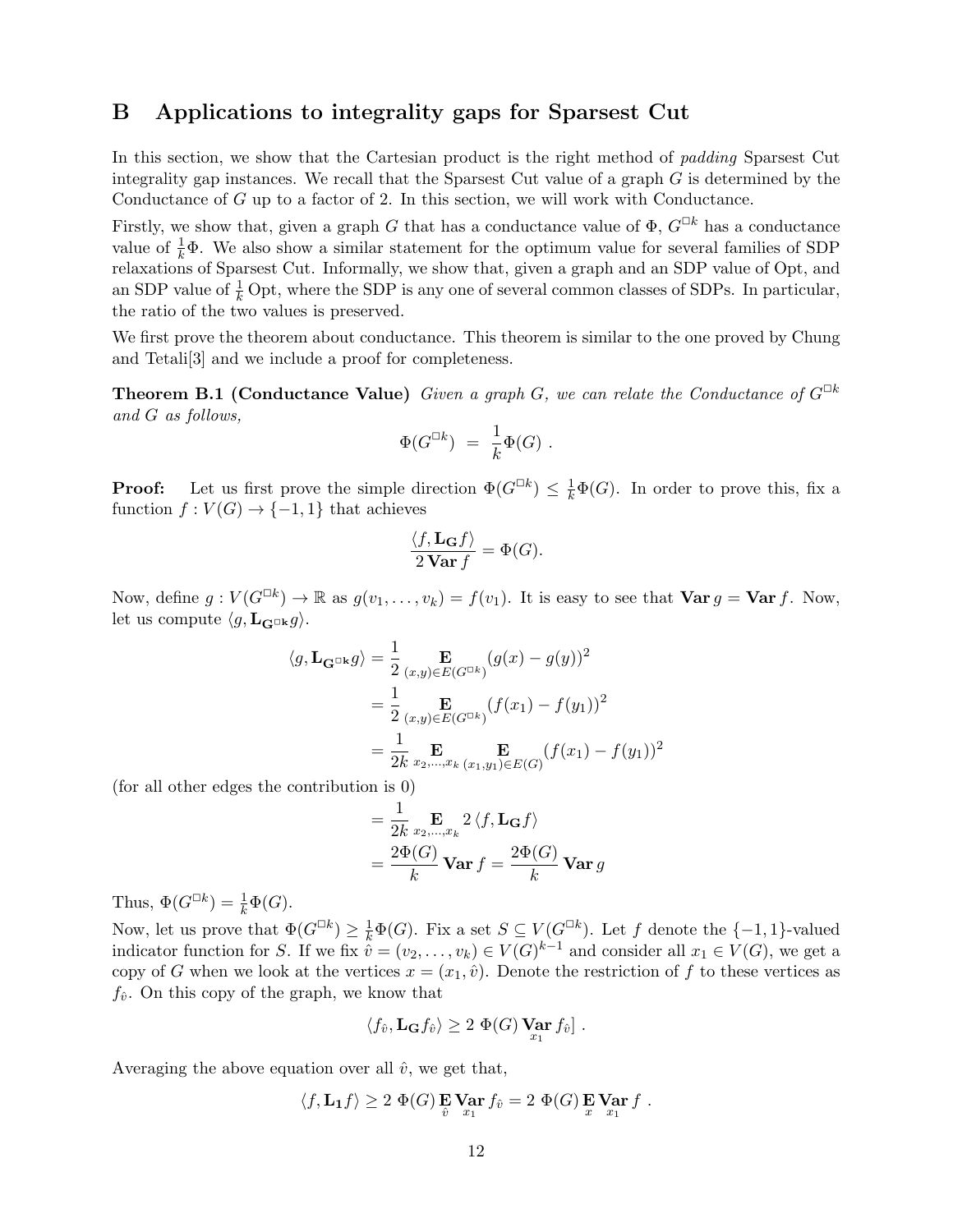## B Applications to integrality gaps for Sparsest Cut

In this section, we show that the Cartesian product is the right method of *padding* Sparsest Cut integrality gap instances. We recall that the Sparsest Cut value of a graph $G$ is determined by the Conductance of $G$ up to a factor of 2. In this section, we will work with Conductance.

Firstly, we show that, given a graph $G$ that has a conductance value of $\Phi$, $G^{\square k}$ has a conductance value of $\frac{1}{k}\Phi$. We also show a similar statement for the optimum value for several families of SDP relaxations of Sparsest Cut. Informally, we show that, given a graph and an SDP value of Opt, and an SDP value of $\frac{1}{k}$ Opt, where the SDP is any one of several common classes of SDPs. In particular, the ratio of the two values is preserved.

We first prove the theorem about conductance. This theorem is similar to the one proved by Chung and Tetali[3] and we include a proof for completeness.

**Theorem B.1 (Conductance Value)** *Given a graph $G$, we can relate the Conductance of $G^{\square k}$ and $G$ as follows,*

$$\Phi(G^{\square k}) \; = \; \frac{1}{k}\Phi(G) \; .$$

**Proof:** Let us first prove the simple direction $\Phi(G^{\square k}) \leq \frac{1}{k}\Phi(G)$. In order to prove this, fix a function $f : V(G) \to \{-1, 1\}$ that achieves

$$\frac{\langle f, \mathbf{L_G} f\rangle}{2\,\mathbf{Var}\, f} = \Phi(G).$$

Now, define $g : V(G^{\square k}) \to \mathbb{R}$ as $g(v_1, \ldots, v_k) = f(v_1)$. It is easy to see that $\mathbf{Var}\, g = \mathbf{Var}\, f$. Now, let us compute $\langle g, \mathbf{L_{G^{\square k}}} g\rangle$.

$$\begin{aligned}
\langle g, \mathbf{L_{G^{\square k}}} g\rangle &= \frac{1}{2}\mathop{\mathbf{E}}_{(x,y)\in E(G^{\square k})} (g(x) - g(y))^2 \\
&= \frac{1}{2}\mathop{\mathbf{E}}_{(x,y)\in E(G^{\square k})} (f(x_1) - f(y_1))^2 \\
&= \frac{1}{2k}\mathop{\mathbf{E}}_{x_2,\ldots,x_k}\mathop{\mathbf{E}}_{(x_1,y_1)\in E(G)} (f(x_1) - f(y_1))^2
\end{aligned}$$

(for all other edges the contribution is 0)

$$\begin{aligned}
&= \frac{1}{2k}\mathop{\mathbf{E}}_{x_2,\ldots,x_k} 2\,\langle f, \mathbf{L_G} f\rangle \\
&= \frac{2\Phi(G)}{k}\,\mathbf{Var}\, f = \frac{2\Phi(G)}{k}\,\mathbf{Var}\, g
\end{aligned}$$

Thus, $\Phi(G^{\square k}) = \frac{1}{k}\Phi(G)$.

Now, let us prove that $\Phi(G^{\square k}) \geq \frac{1}{k}\Phi(G)$. Fix a set $S \subseteq V(G^{\square k})$. Let $f$ denote the $\{-1, 1\}$-valued indicator function for $S$. If we fix $\hat{v} = (v_2, \ldots, v_k) \in V(G)^{k-1}$ and consider all $x_1 \in V(G)$, we get a copy of $G$ when we look at the vertices $x = (x_1, \hat{v})$. Denote the restriction of $f$ to these vertices as $f_{\hat{v}}$. On this copy of the graph, we know that

$$\langle f_{\hat{v}}, \mathbf{L_G} f_{\hat{v}}\rangle \geq 2\;\Phi(G)\mathop{\mathbf{Var}}_{x_1} f_{\hat{v}}] \; .$$

Averaging the above equation over all $\hat{v}$, we get that,

$$\langle f, \mathbf{L_1} f\rangle \geq 2\;\Phi(G)\mathop{\mathbf{E}}_{\hat{v}}\mathop{\mathbf{Var}}_{x_1} f_{\hat{v}} = 2\;\Phi(G)\mathop{\mathbf{E}}_{x}\mathop{\mathbf{Var}}_{x_1} f \; .$$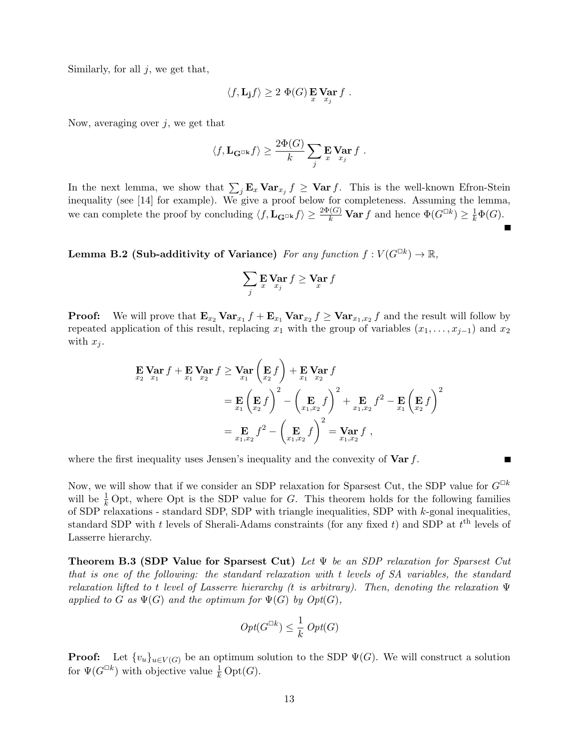Similarly, for all $j$, we get that,

$$\langle f, \mathbf{L_j} f \rangle \geq 2 \ \Phi(G) \mathop{\mathbf{E}}_{x} \mathop{\mathbf{Var}}_{x_j} f \ .$$

Now, averaging over $j$, we get that

$$\langle f, \mathbf{L_{G^{\square k}}} f \rangle \geq \frac{2\Phi(G)}{k} \sum_j \mathop{\mathbf{E}}_{x} \mathop{\mathbf{Var}}_{x_j} f \ .$$

In the next lemma, we show that $\sum_j \mathbf{E}_x \mathbf{Var}_{x_j} f \geq \mathbf{Var} f$. This is the well-known Efron-Stein inequality (see [14] for example). We give a proof below for completeness. Assuming the lemma, we can complete the proof by concluding $\langle f, \mathbf{L_{G^{\square k}}} f \rangle \geq \frac{2\Phi(G)}{k} \mathbf{Var} f$ and hence $\Phi(G^{\square k}) \geq \frac{1}{k}\Phi(G)$. ■

**Lemma B.2 (Sub-additivity of Variance)** *For any function $f : V(G^{\square k}) \to \mathbb{R}$,*

$$\sum_j \mathop{\mathbf{E}}_{x} \mathop{\mathbf{Var}}_{x_j} f \geq \mathop{\mathbf{Var}}_{x} f$$

**Proof:** We will prove that $\mathbf{E}_{x_2} \mathbf{Var}_{x_1} f + \mathbf{E}_{x_1} \mathbf{Var}_{x_2} f \geq \mathbf{Var}_{x_1,x_2} f$ and the result will follow by repeated application of this result, replacing $x_1$ with the group of variables $(x_1, \ldots, x_{j-1})$ and $x_2$ with $x_j$.

$$\begin{aligned}
\mathop{\mathbf{E}}_{x_2} \mathop{\mathbf{Var}}_{x_1} f + \mathop{\mathbf{E}}_{x_1} \mathop{\mathbf{Var}}_{x_2} f &\geq \mathop{\mathbf{Var}}_{x_1} \left( \mathop{\mathbf{E}}_{x_2} f \right) + \mathop{\mathbf{E}}_{x_1} \mathop{\mathbf{Var}}_{x_2} f \\
&= \mathop{\mathbf{E}}_{x_1} \left( \mathop{\mathbf{E}}_{x_2} f \right)^2 - \left( \mathop{\mathbf{E}}_{x_1,x_2} f \right)^2 + \mathop{\mathbf{E}}_{x_1,x_2} f^2 - \mathop{\mathbf{E}}_{x_1} \left( \mathop{\mathbf{E}}_{x_2} f \right)^2 \\
&= \mathop{\mathbf{E}}_{x_1,x_2} f^2 - \left( \mathop{\mathbf{E}}_{x_1,x_2} f \right)^2 = \mathop{\mathbf{Var}}_{x_1,x_2} f \ ,
\end{aligned}$$

where the first inequality uses Jensen's inequality and the convexity of $\mathbf{Var} f$. ■

Now, we will show that if we consider an SDP relaxation for Sparsest Cut, the SDP value for $G^{\square k}$ will be $\frac{1}{k}$ Opt, where Opt is the SDP value for $G$. This theorem holds for the following families of SDP relaxations - standard SDP, SDP with triangle inequalities, SDP with $k$-gonal inequalities, standard SDP with $t$ levels of Sherali-Adams constraints (for any fixed $t$) and SDP at $t^{\text{th}}$ levels of Lasserre hierarchy.

**Theorem B.3 (SDP Value for Sparsest Cut)** *Let $\Psi$ be an SDP relaxation for Sparsest Cut that is one of the following: the standard relaxation with t levels of SA variables, the standard relaxation lifted to t level of Lasserre hierarchy (t is arbitrary). Then, denoting the relaxation $\Psi$ applied to G as $\Psi(G)$ and the optimum for $\Psi(G)$ by Opt(G),*

$$Opt(G^{\square k}) \leq \frac{1}{k} \ Opt(G)$$

**Proof:** Let $\{v_u\}_{u \in V(G)}$ be an optimum solution to the SDP $\Psi(G)$. We will construct a solution for $\Psi(G^{\square k})$ with objective value $\frac{1}{k}\,\mathrm{Opt}(G)$.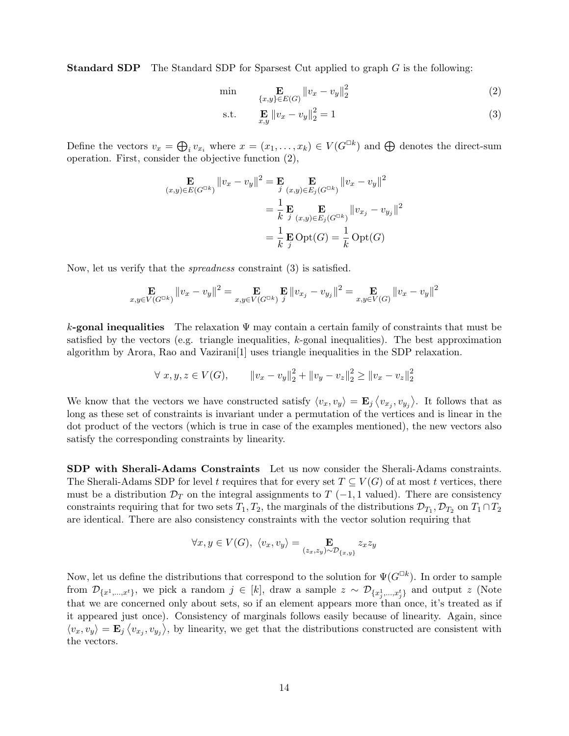**Standard SDP** The Standard SDP for Sparsest Cut applied to graph $G$ is the following:

$$\min \qquad \mathop{\mathbf{E}}_{\{x,y\}\in E(G)} \|v_x - v_y\|_2^2 \tag{2}$$

$$\text{s.t.} \qquad \mathop{\mathbf{E}}_{x,y} \|v_x - v_y\|_2^2 = 1 \tag{3}$$

Define the vectors $v_x = \bigoplus_i v_{x_i}$ where $x = (x_1, \ldots, x_k) \in V(G^{\square k})$ and $\bigoplus$ denotes the direct-sum operation. First, consider the objective function (2),

$$\begin{aligned}
\mathop{\mathbf{E}}_{(x,y)\in E(G^{\square k})} \|v_x - v_y\|^2 &= \mathop{\mathbf{E}}_{j} \mathop{\mathbf{E}}_{(x,y)\in E_j(G^{\square k})} \|v_x - v_y\|^2 \\
&= \frac{1}{k} \mathop{\mathbf{E}}_{j} \mathop{\mathbf{E}}_{(x,y)\in E_j(G^{\square k})} \|v_{x_j} - v_{y_j}\|^2 \\
&= \frac{1}{k} \mathop{\mathbf{E}}_{j} \mathrm{Opt}(G) = \frac{1}{k} \mathrm{Opt}(G)
\end{aligned}$$

Now, let us verify that the *spreadness* constraint (3) is satisfied.

$$\mathop{\mathbf{E}}_{x,y\in V(G^{\square k})} \|v_x - v_y\|^2 = \mathop{\mathbf{E}}_{x,y\in V(G^{\square k})} \mathop{\mathbf{E}}_{j} \|v_{x_j} - v_{y_j}\|^2 = \mathop{\mathbf{E}}_{x,y\in V(G)} \|v_x - v_y\|^2$$

**$k$-gonal inequalities** The relaxation $\Psi$ may contain a certain family of constraints that must be satisfied by the vectors (e.g. triangle inequalities, $k$-gonal inequalities). The best approximation algorithm by Arora, Rao and Vazirani[1] uses triangle inequalities in the SDP relaxation.

$$\forall\ x, y, z \in V(G), \qquad \|v_x - v_y\|_2^2 + \|v_y - v_z\|_2^2 \geq \|v_x - v_z\|_2^2$$

We know that the vectors we have constructed satisfy $\langle v_x, v_y \rangle = \mathbf{E}_j \langle v_{x_j}, v_{y_j} \rangle$. It follows that as long as these set of constraints is invariant under a permutation of the vertices and is linear in the dot product of the vectors (which is true in case of the examples mentioned), the new vectors also satisfy the corresponding constraints by linearity.

**SDP with Sherali-Adams Constraints** Let us now consider the Sherali-Adams constraints. The Sherali-Adams SDP for level $t$ requires that for every set $T \subseteq V(G)$ of at most $t$ vertices, there must be a distribution $\mathcal{D}_T$ on the integral assignments to $T$ ($-1, 1$ valued). There are consistency constraints requiring that for two sets $T_1, T_2$, the marginals of the distributions $\mathcal{D}_{T_1}, \mathcal{D}_{T_2}$ on $T_1 \cap T_2$ are identical. There are also consistency constraints with the vector solution requiring that

$$\forall x, y \in V(G),\ \langle v_x, v_y \rangle = \mathop{\mathbf{E}}_{(z_x, z_y)\sim \mathcal{D}_{\{x,y\}}} z_x z_y$$

Now, let us define the distributions that correspond to the solution for $\Psi(G^{\square k})$. In order to sample from $\mathcal{D}_{\{x^1,\ldots,x^t\}}$, we pick a random $j \in [k]$, draw a sample $z \sim \mathcal{D}_{\{x^1_j,\ldots,x^t_j\}}$ and output $z$ (Note that we are concerned only about sets, so if an element appears more than once, it's treated as if it appeared just once). Consistency of marginals follows easily because of linearity. Again, since $\langle v_x, v_y \rangle = \mathbf{E}_j \langle v_{x_j}, v_{y_j} \rangle$, by linearity, we get that the distributions constructed are consistent with the vectors.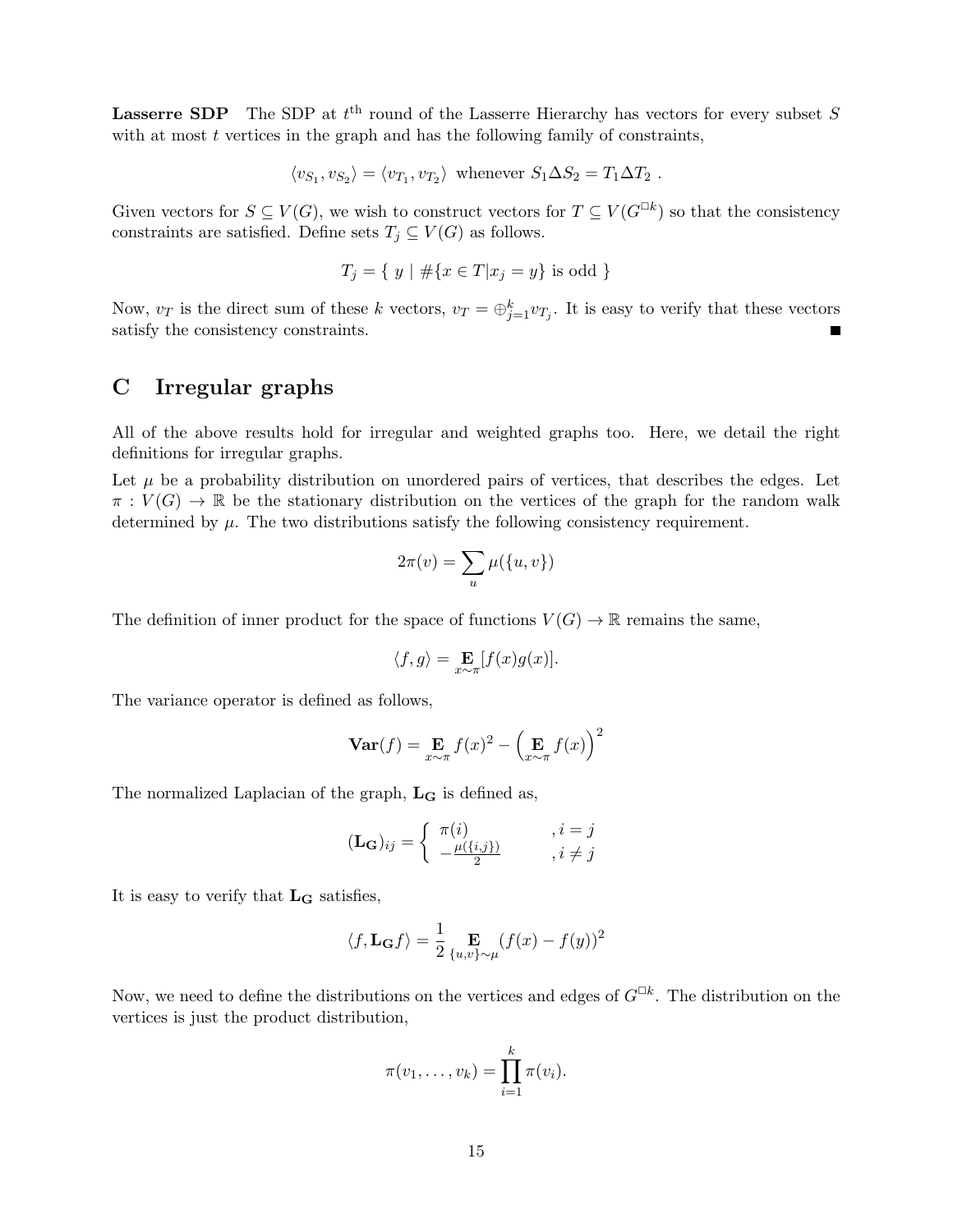**Lasserre SDP** The SDP at $t^{\text{th}}$ round of the Lasserre Hierarchy has vectors for every subset $S$ with at most $t$ vertices in the graph and has the following family of constraints,

$$\langle v_{S_1}, v_{S_2} \rangle = \langle v_{T_1}, v_{T_2} \rangle \text{ whenever } S_1 \Delta S_2 = T_1 \Delta T_2 \ .$$

Given vectors for $S \subseteq V(G)$, we wish to construct vectors for $T \subseteq V(G^{\square k})$ so that the consistency constraints are satisfied. Define sets $T_j \subseteq V(G)$ as follows.

$$T_j = \{ \ y \mid \#\{x \in T | x_j = y\} \text{ is odd } \}$$

Now, $v_T$ is the direct sum of these $k$ vectors, $v_T = \oplus_{j=1}^{k} v_{T_j}$. It is easy to verify that these vectors satisfy the consistency constraints. ∎

# C Irregular graphs

All of the above results hold for irregular and weighted graphs too. Here, we detail the right definitions for irregular graphs.

Let $\mu$ be a probability distribution on unordered pairs of vertices, that describes the edges. Let $\pi : V(G) \to \mathbb{R}$ be the stationary distribution on the vertices of the graph for the random walk determined by $\mu$. The two distributions satisfy the following consistency requirement.

$$2\pi(v) = \sum_{u} \mu(\{u, v\})$$

The definition of inner product for the space of functions $V(G) \to \mathbb{R}$ remains the same,

$$\langle f, g \rangle = \mathop{\mathbf{E}}_{x \sim \pi} [f(x)g(x)].$$

The variance operator is defined as follows,

$$\mathbf{Var}(f) = \mathop{\mathbf{E}}_{x \sim \pi} f(x)^2 - \left( \mathop{\mathbf{E}}_{x \sim \pi} f(x) \right)^2$$

The normalized Laplacian of the graph, $\mathbf{L_G}$ is defined as,

$$(\mathbf{L_G})_{ij} = \begin{cases} \pi(i) & , i = j \\ -\frac{\mu(\{i,j\})}{2} & , i \neq j \end{cases}$$

It is easy to verify that $\mathbf{L_G}$ satisfies,

$$\langle f, \mathbf{L_G} f \rangle = \frac{1}{2} \mathop{\mathbf{E}}_{\{u,v\} \sim \mu} (f(x) - f(y))^2$$

Now, we need to define the distributions on the vertices and edges of $G^{\square k}$. The distribution on the vertices is just the product distribution,

$$\pi(v_1, \ldots, v_k) = \prod_{i=1}^{k} \pi(v_i).$$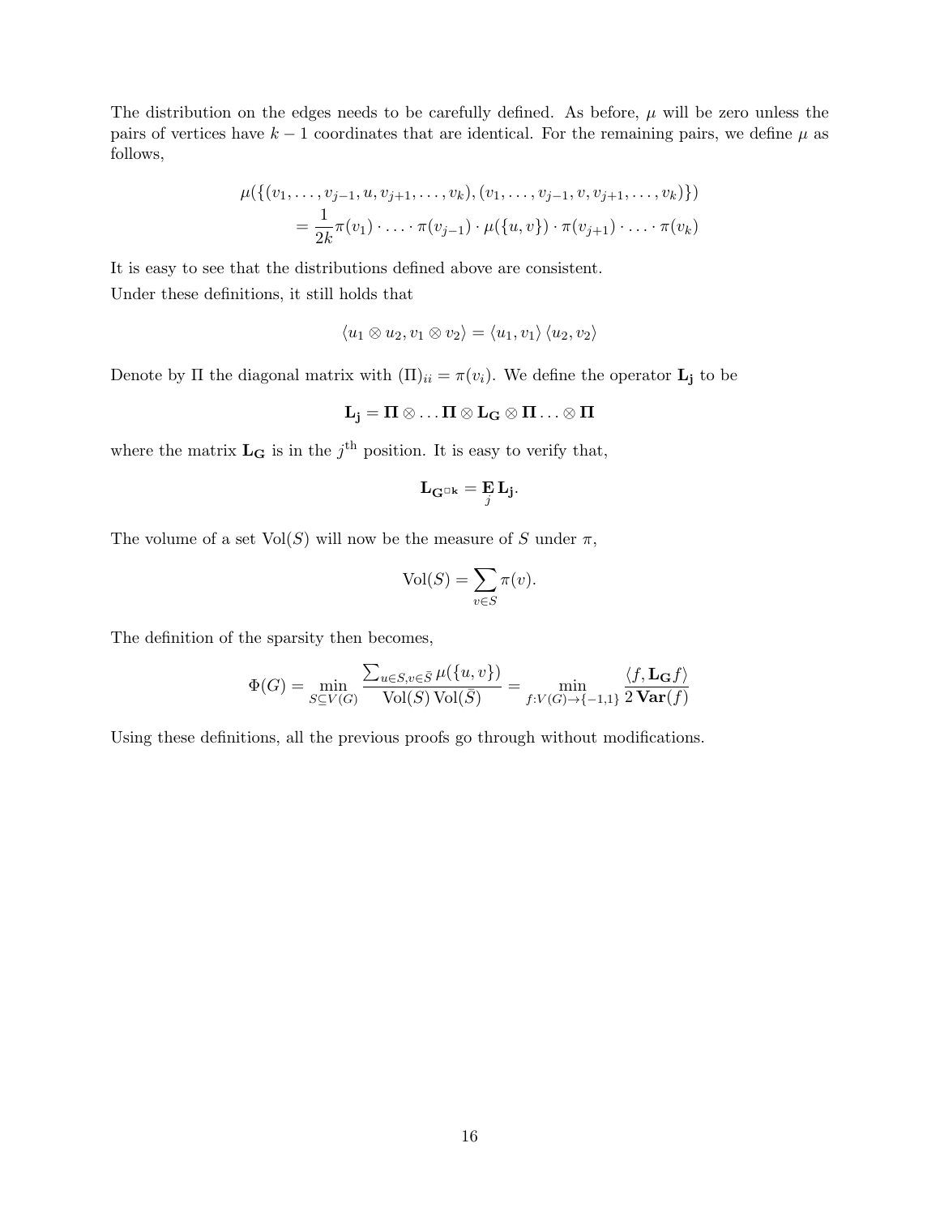The distribution on the edges needs to be carefully defined. As before, $\mu$ will be zero unless the pairs of vertices have $k-1$ coordinates that are identical. For the remaining pairs, we define $\mu$ as follows,

$$\begin{aligned}\mu(\{(v_1,\ldots,v_{j-1},u,v_{j+1},\ldots,v_k),(v_1,\ldots,v_{j-1},v,v_{j+1},\ldots,v_k)\})\\ =\frac{1}{2k}\pi(v_1)\cdot\ldots\cdot\pi(v_{j-1})\cdot\mu(\{u,v\})\cdot\pi(v_{j+1})\cdot\ldots\cdot\pi(v_k)\end{aligned}$$

It is easy to see that the distributions defined above are consistent.

Under these definitions, it still holds that

$$\langle u_1\otimes u_2, v_1\otimes v_2\rangle = \langle u_1, v_1\rangle\langle u_2, v_2\rangle$$

Denote by $\Pi$ the diagonal matrix with $(\Pi)_{ii}=\pi(v_i)$. We define the operator $\mathbf{L_j}$ to be

$$\mathbf{L_j} = \mathbf{\Pi}\otimes\ldots\mathbf{\Pi}\otimes\mathbf{L_G}\otimes\mathbf{\Pi}\ldots\otimes\mathbf{\Pi}$$

where the matrix $\mathbf{L_G}$ is in the $j^{\text{th}}$ position. It is easy to verify that,

$$\mathbf{L_{G^{\square k}}} = \mathop{\mathbf{E}}_{j}\mathbf{L_j}.$$

The volume of a set $\mathrm{Vol}(S)$ will now be the measure of $S$ under $\pi$,

$$\mathrm{Vol}(S)=\sum_{v\in S}\pi(v).$$

The definition of the sparsity then becomes,

$$\Phi(G)=\min_{S\subseteq V(G)}\frac{\sum_{u\in S, v\in\bar{S}}\mu(\{u,v\})}{\mathrm{Vol}(S)\,\mathrm{Vol}(\bar{S})}=\min_{f:V(G)\to\{-1,1\}}\frac{\langle f,\mathbf{L_G}f\rangle}{2\,\mathbf{Var}(f)}$$

Using these definitions, all the previous proofs go through without modifications.